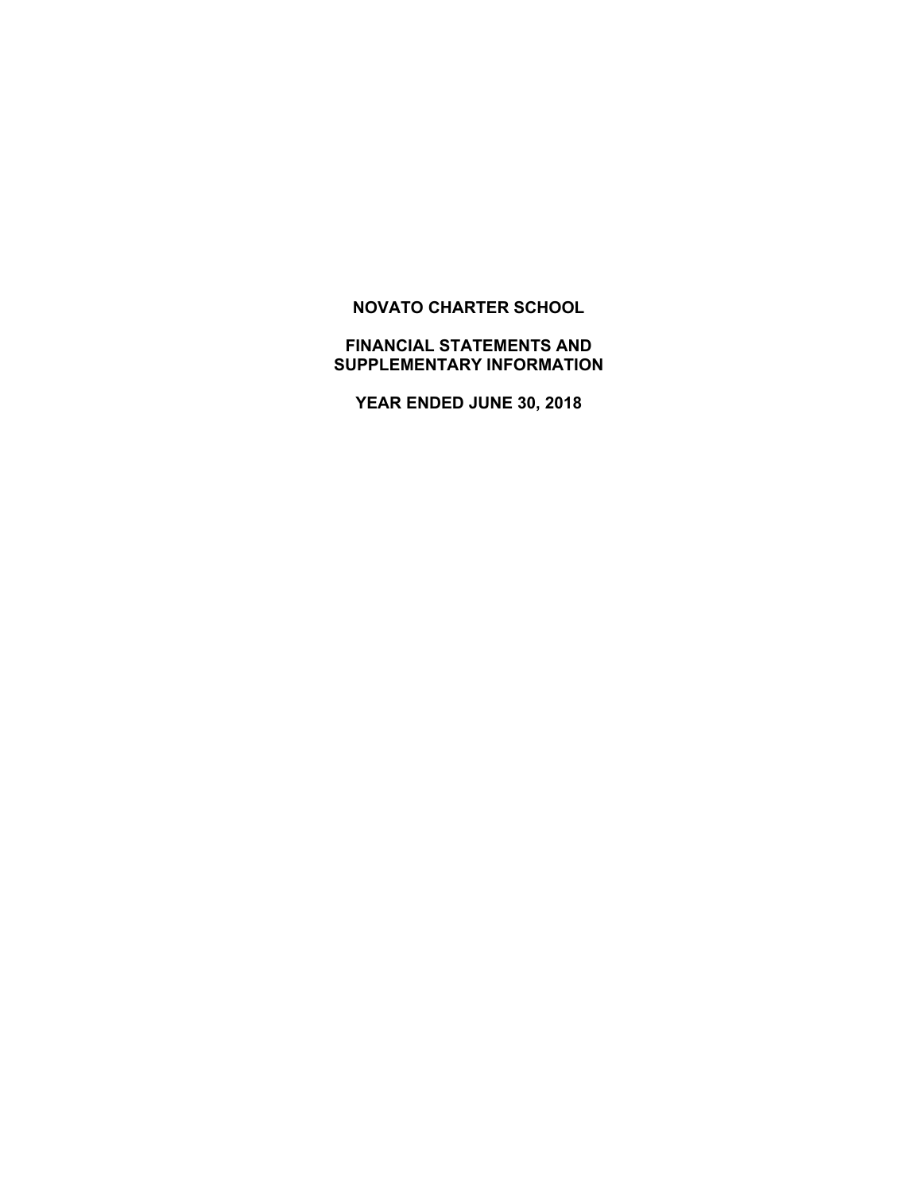# NOVATO CHARTER SCHOOL

## FINANCIAL STATEMENTS AND SUPPLEMENTARY INFORMATION

## YEAR ENDED JUNE 30, 2018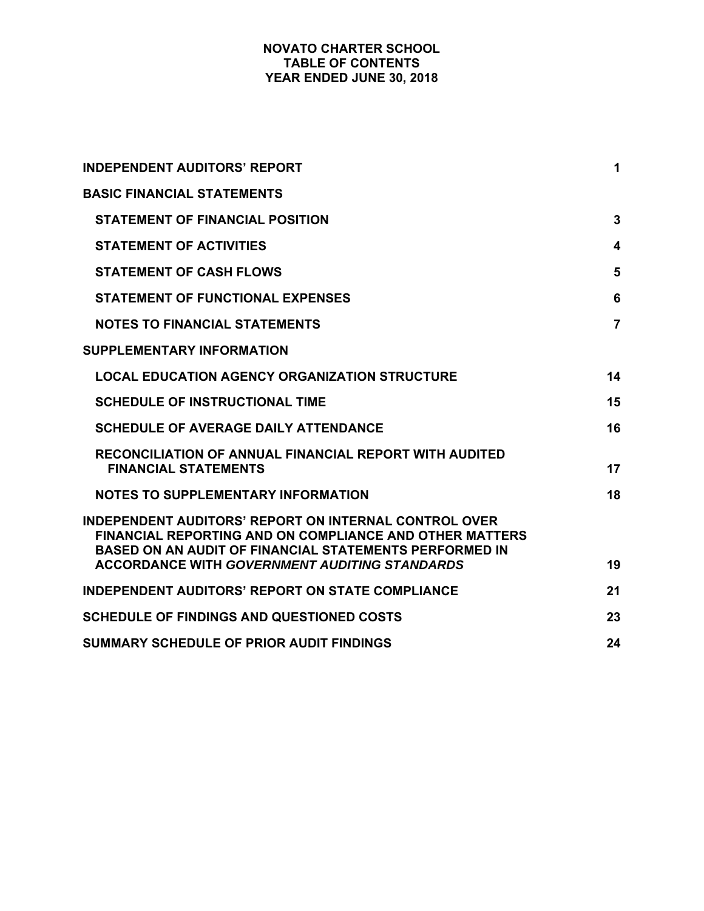# NOVATO CHARTER SCHOOL
## TABLE OF CONTENTS
## YEAR ENDED JUNE 30, 2018

| | |
|---|---|
| **INDEPENDENT AUDITORS' REPORT** | **1** |
| **BASIC FINANCIAL STATEMENTS** | |
| **STATEMENT OF FINANCIAL POSITION** | **3** |
| **STATEMENT OF ACTIVITIES** | **4** |
| **STATEMENT OF CASH FLOWS** | **5** |
| **STATEMENT OF FUNCTIONAL EXPENSES** | **6** |
| **NOTES TO FINANCIAL STATEMENTS** | **7** |
| **SUPPLEMENTARY INFORMATION** | |
| **LOCAL EDUCATION AGENCY ORGANIZATION STRUCTURE** | **14** |
| **SCHEDULE OF INSTRUCTIONAL TIME** | **15** |
| **SCHEDULE OF AVERAGE DAILY ATTENDANCE** | **16** |
| **RECONCILIATION OF ANNUAL FINANCIAL REPORT WITH AUDITED FINANCIAL STATEMENTS** | **17** |
| **NOTES TO SUPPLEMENTARY INFORMATION** | **18** |
| **INDEPENDENT AUDITORS' REPORT ON INTERNAL CONTROL OVER FINANCIAL REPORTING AND ON COMPLIANCE AND OTHER MATTERS BASED ON AN AUDIT OF FINANCIAL STATEMENTS PERFORMED IN ACCORDANCE WITH *GOVERNMENT AUDITING STANDARDS*** | **19** |
| **INDEPENDENT AUDITORS' REPORT ON STATE COMPLIANCE** | **21** |
| **SCHEDULE OF FINDINGS AND QUESTIONED COSTS** | **23** |
| **SUMMARY SCHEDULE OF PRIOR AUDIT FINDINGS** | **24** |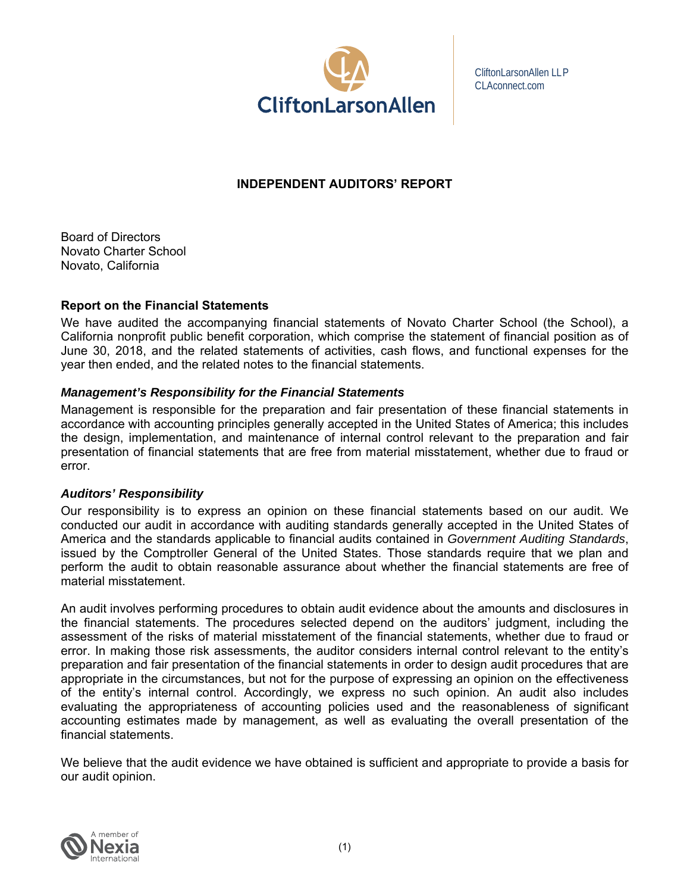CliftonLarsonAllen LLP
CLAconnect.com

# INDEPENDENT AUDITORS' REPORT

Board of Directors
Novato Charter School
Novato, California

## Report on the Financial Statements

We have audited the accompanying financial statements of Novato Charter School (the School), a California nonprofit public benefit corporation, which comprise the statement of financial position as of June 30, 2018, and the related statements of activities, cash flows, and functional expenses for the year then ended, and the related notes to the financial statements.

### *Management's Responsibility for the Financial Statements*

Management is responsible for the preparation and fair presentation of these financial statements in accordance with accounting principles generally accepted in the United States of America; this includes the design, implementation, and maintenance of internal control relevant to the preparation and fair presentation of financial statements that are free from material misstatement, whether due to fraud or error.

### *Auditors' Responsibility*

Our responsibility is to express an opinion on these financial statements based on our audit. We conducted our audit in accordance with auditing standards generally accepted in the United States of America and the standards applicable to financial audits contained in *Government Auditing Standards*, issued by the Comptroller General of the United States. Those standards require that we plan and perform the audit to obtain reasonable assurance about whether the financial statements are free of material misstatement.

An audit involves performing procedures to obtain audit evidence about the amounts and disclosures in the financial statements. The procedures selected depend on the auditors' judgment, including the assessment of the risks of material misstatement of the financial statements, whether due to fraud or error. In making those risk assessments, the auditor considers internal control relevant to the entity's preparation and fair presentation of the financial statements in order to design audit procedures that are appropriate in the circumstances, but not for the purpose of expressing an opinion on the effectiveness of the entity's internal control. Accordingly, we express no such opinion. An audit also includes evaluating the appropriateness of accounting policies used and the reasonableness of significant accounting estimates made by management, as well as evaluating the overall presentation of the financial statements.

We believe that the audit evidence we have obtained is sufficient and appropriate to provide a basis for our audit opinion.

A member of Nexia International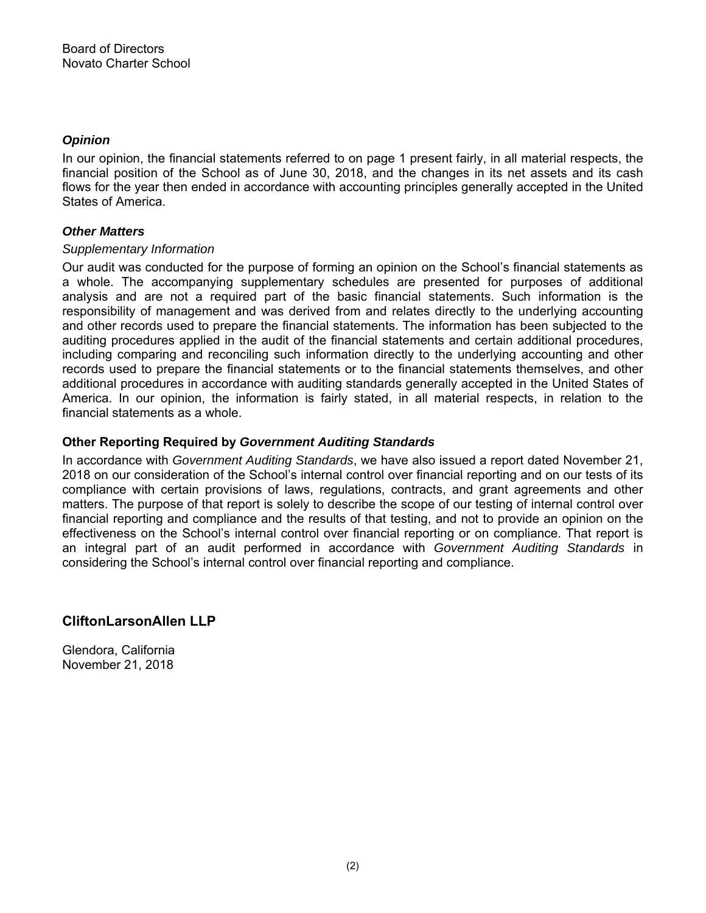Board of Directors
Novato Charter School

### *Opinion*

In our opinion, the financial statements referred to on page 1 present fairly, in all material respects, the financial position of the School as of June 30, 2018, and the changes in its net assets and its cash flows for the year then ended in accordance with accounting principles generally accepted in the United States of America.

### *Other Matters*

*Supplementary Information*

Our audit was conducted for the purpose of forming an opinion on the School's financial statements as a whole. The accompanying supplementary schedules are presented for purposes of additional analysis and are not a required part of the basic financial statements. Such information is the responsibility of management and was derived from and relates directly to the underlying accounting and other records used to prepare the financial statements. The information has been subjected to the auditing procedures applied in the audit of the financial statements and certain additional procedures, including comparing and reconciling such information directly to the underlying accounting and other records used to prepare the financial statements or to the financial statements themselves, and other additional procedures in accordance with auditing standards generally accepted in the United States of America. In our opinion, the information is fairly stated, in all material respects, in relation to the financial statements as a whole.

### Other Reporting Required by *Government Auditing Standards*

In accordance with *Government Auditing Standards*, we have also issued a report dated November 21, 2018 on our consideration of the School's internal control over financial reporting and on our tests of its compliance with certain provisions of laws, regulations, contracts, and grant agreements and other matters. The purpose of that report is solely to describe the scope of our testing of internal control over financial reporting and compliance and the results of that testing, and not to provide an opinion on the effectiveness on the School's internal control over financial reporting or on compliance. That report is an integral part of an audit performed in accordance with *Government Auditing Standards* in considering the School's internal control over financial reporting and compliance.

**CliftonLarsonAllen LLP**

Glendora, California
November 21, 2018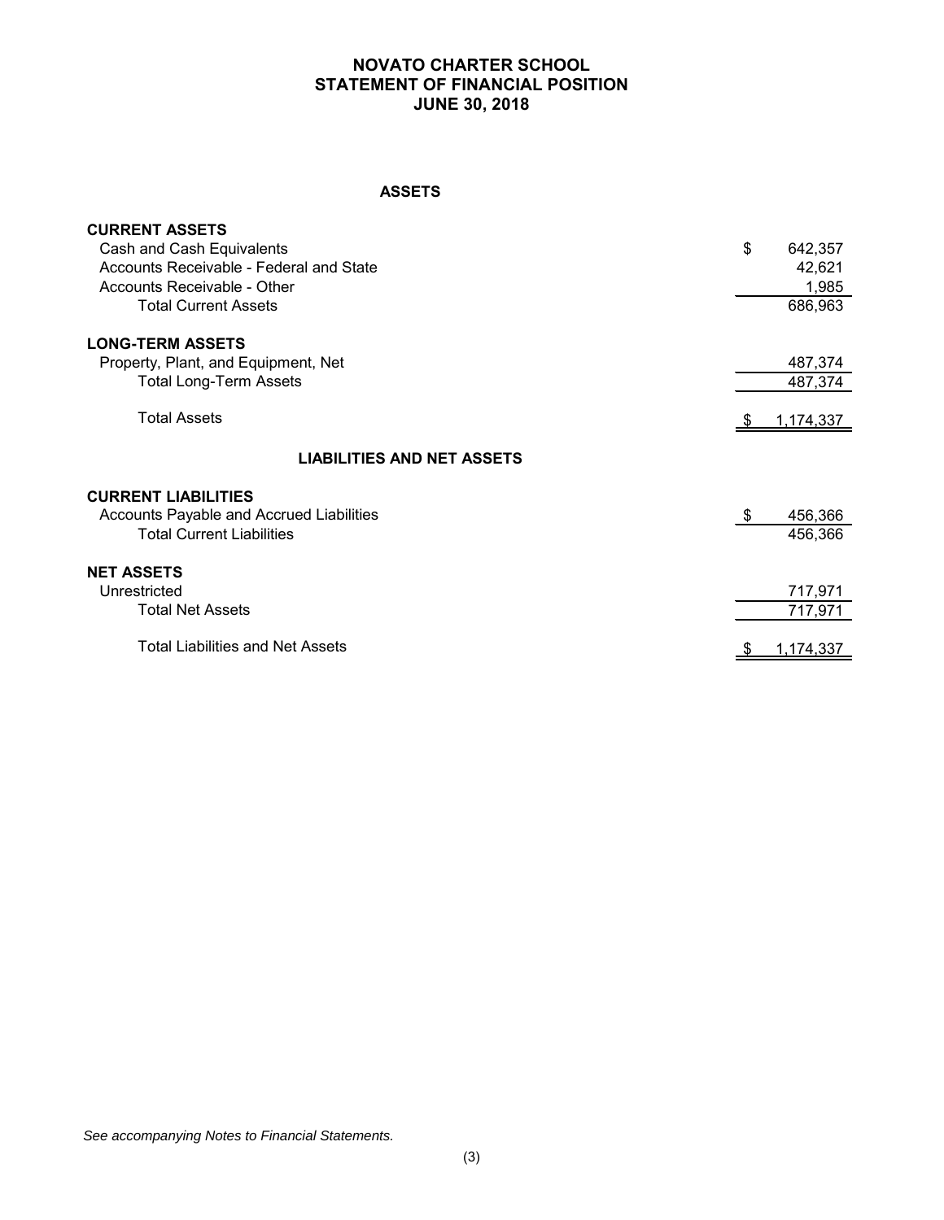# NOVATO CHARTER SCHOOL
## STATEMENT OF FINANCIAL POSITION
## JUNE 30, 2018

### ASSETS

| | |
|---|---|
| **CURRENT ASSETS** | |
| Cash and Cash Equivalents | $ 642,357 |
| Accounts Receivable - Federal and State | 42,621 |
| Accounts Receivable - Other | 1,985 |
| Total Current Assets | 686,963 |
| **LONG-TERM ASSETS** | |
| Property, Plant, and Equipment, Net | 487,374 |
| Total Long-Term Assets | 487,374 |
| Total Assets | $ 1,174,337 |

### LIABILITIES AND NET ASSETS

| | |
|---|---|
| **CURRENT LIABILITIES** | |
| Accounts Payable and Accrued Liabilities | $ 456,366 |
| Total Current Liabilities | 456,366 |
| **NET ASSETS** | |
| Unrestricted | 717,971 |
| Total Net Assets | 717,971 |
| Total Liabilities and Net Assets | $ 1,174,337 |

*See accompanying Notes to Financial Statements.*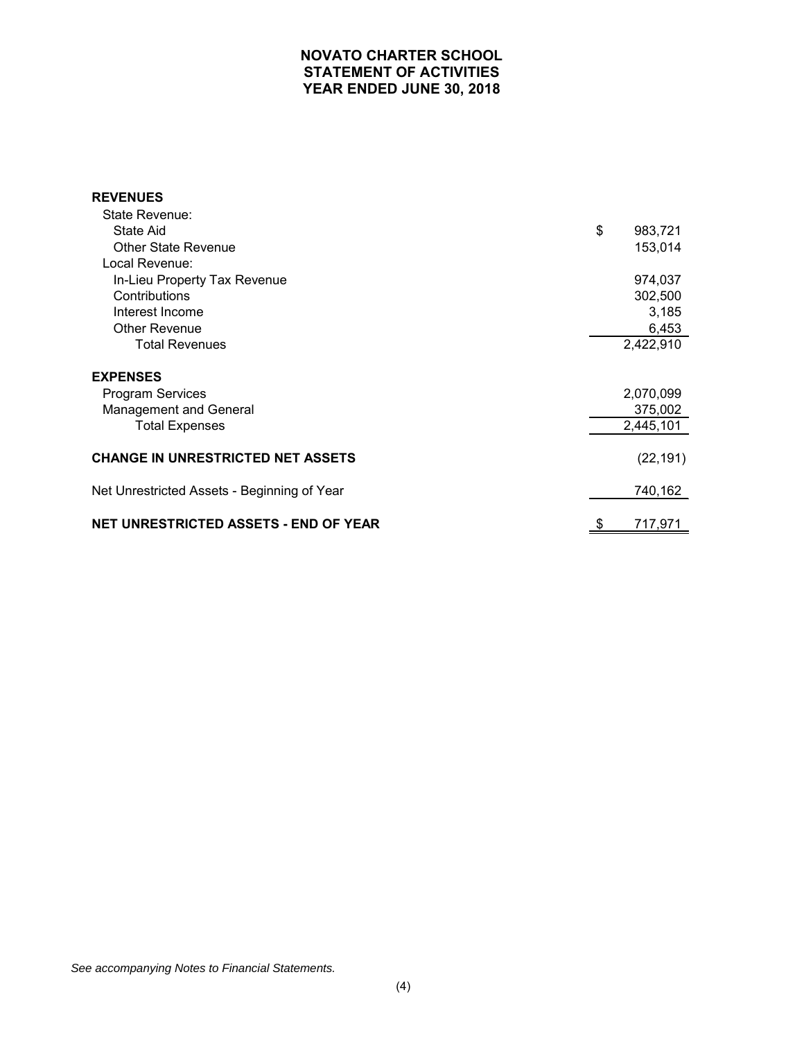# NOVATO CHARTER SCHOOL
## STATEMENT OF ACTIVITIES
## YEAR ENDED JUNE 30, 2018

| | |
|---|---|
| **REVENUES** | |
| State Revenue: | |
| State Aid | $ 983,721 |
| Other State Revenue | 153,014 |
| Local Revenue: | |
| In-Lieu Property Tax Revenue | 974,037 |
| Contributions | 302,500 |
| Interest Income | 3,185 |
| Other Revenue | 6,453 |
| Total Revenues | 2,422,910 |
| **EXPENSES** | |
| Program Services | 2,070,099 |
| Management and General | 375,002 |
| Total Expenses | 2,445,101 |
| **CHANGE IN UNRESTRICTED NET ASSETS** | (22,191) |
| Net Unrestricted Assets - Beginning of Year | 740,162 |
| **NET UNRESTRICTED ASSETS - END OF YEAR** | $ 717,971 |

*See accompanying Notes to Financial Statements.*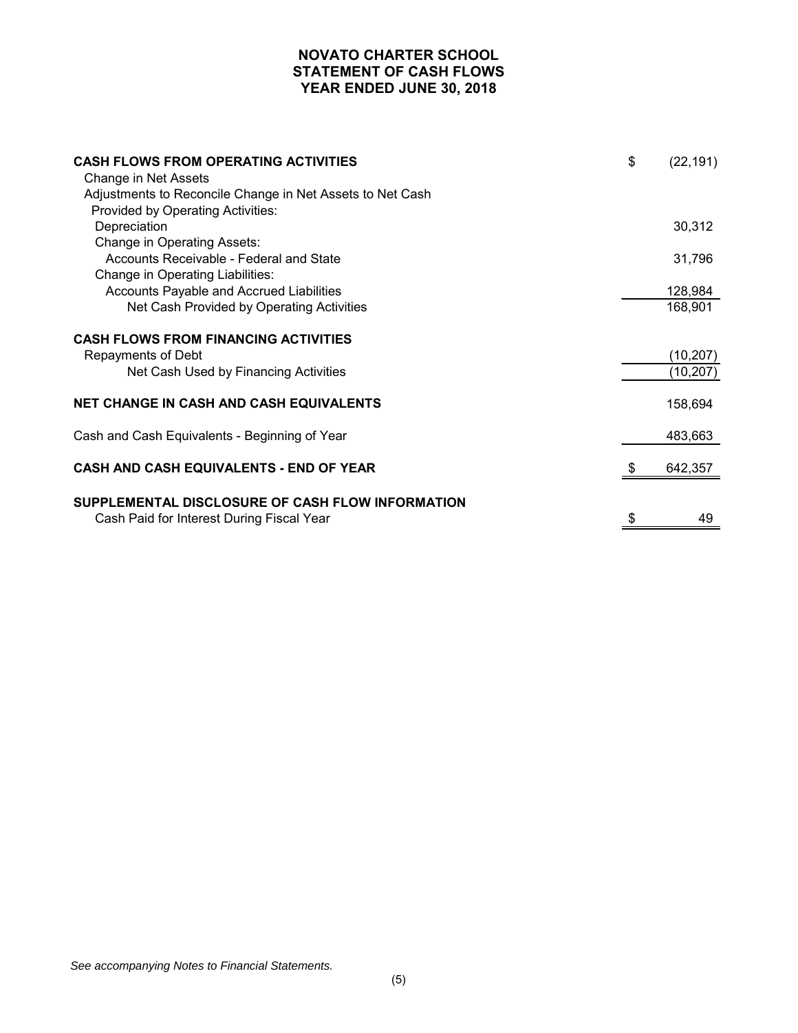# NOVATO CHARTER SCHOOL
## STATEMENT OF CASH FLOWS
## YEAR ENDED JUNE 30, 2018

| | |
|---|---|
| **CASH FLOWS FROM OPERATING ACTIVITIES** | |
| Change in Net Assets | $ (22,191) |
| Adjustments to Reconcile Change in Net Assets to Net Cash Provided by Operating Activities: | |
| Depreciation | 30,312 |
| Change in Operating Assets: | |
| Accounts Receivable - Federal and State | 31,796 |
| Change in Operating Liabilities: | |
| Accounts Payable and Accrued Liabilities | 128,984 |
| Net Cash Provided by Operating Activities | 168,901 |
| | |
| **CASH FLOWS FROM FINANCING ACTIVITIES** | |
| Repayments of Debt | (10,207) |
| Net Cash Used by Financing Activities | (10,207) |
| | |
| **NET CHANGE IN CASH AND CASH EQUIVALENTS** | 158,694 |
| | |
| Cash and Cash Equivalents - Beginning of Year | 483,663 |
| | |
| **CASH AND CASH EQUIVALENTS - END OF YEAR** | $ 642,357 |
| | |
| **SUPPLEMENTAL DISCLOSURE OF CASH FLOW INFORMATION** | |
| Cash Paid for Interest During Fiscal Year | $ 49 |

*See accompanying Notes to Financial Statements.*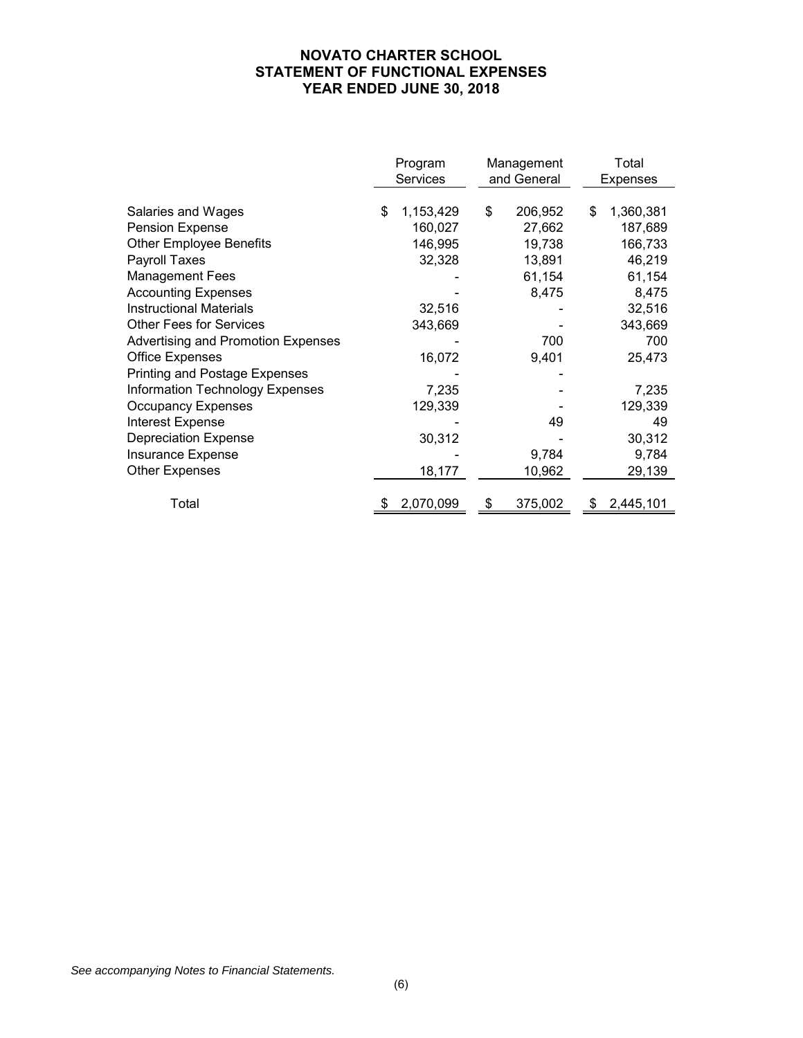**NOVATO CHARTER SCHOOL**
**STATEMENT OF FUNCTIONAL EXPENSES**
**YEAR ENDED JUNE 30, 2018**

| | Program Services | Management and General | Total Expenses |
|---|---|---|---|
| Salaries and Wages | $ 1,153,429 | $ 206,952 | $ 1,360,381 |
| Pension Expense | 160,027 | 27,662 | 187,689 |
| Other Employee Benefits | 146,995 | 19,738 | 166,733 |
| Payroll Taxes | 32,328 | 13,891 | 46,219 |
| Management Fees | - | 61,154 | 61,154 |
| Accounting Expenses | - | 8,475 | 8,475 |
| Instructional Materials | 32,516 | - | 32,516 |
| Other Fees for Services | 343,669 | - | 343,669 |
| Advertising and Promotion Expenses | - | 700 | 700 |
| Office Expenses | 16,072 | 9,401 | 25,473 |
| Printing and Postage Expenses | - | - | |
| Information Technology Expenses | 7,235 | - | 7,235 |
| Occupancy Expenses | 129,339 | - | 129,339 |
| Interest Expense | - | 49 | 49 |
| Depreciation Expense | 30,312 | - | 30,312 |
| Insurance Expense | - | 9,784 | 9,784 |
| Other Expenses | 18,177 | 10,962 | 29,139 |
| Total | $ 2,070,099 | $ 375,002 | $ 2,445,101 |

*See accompanying Notes to Financial Statements.*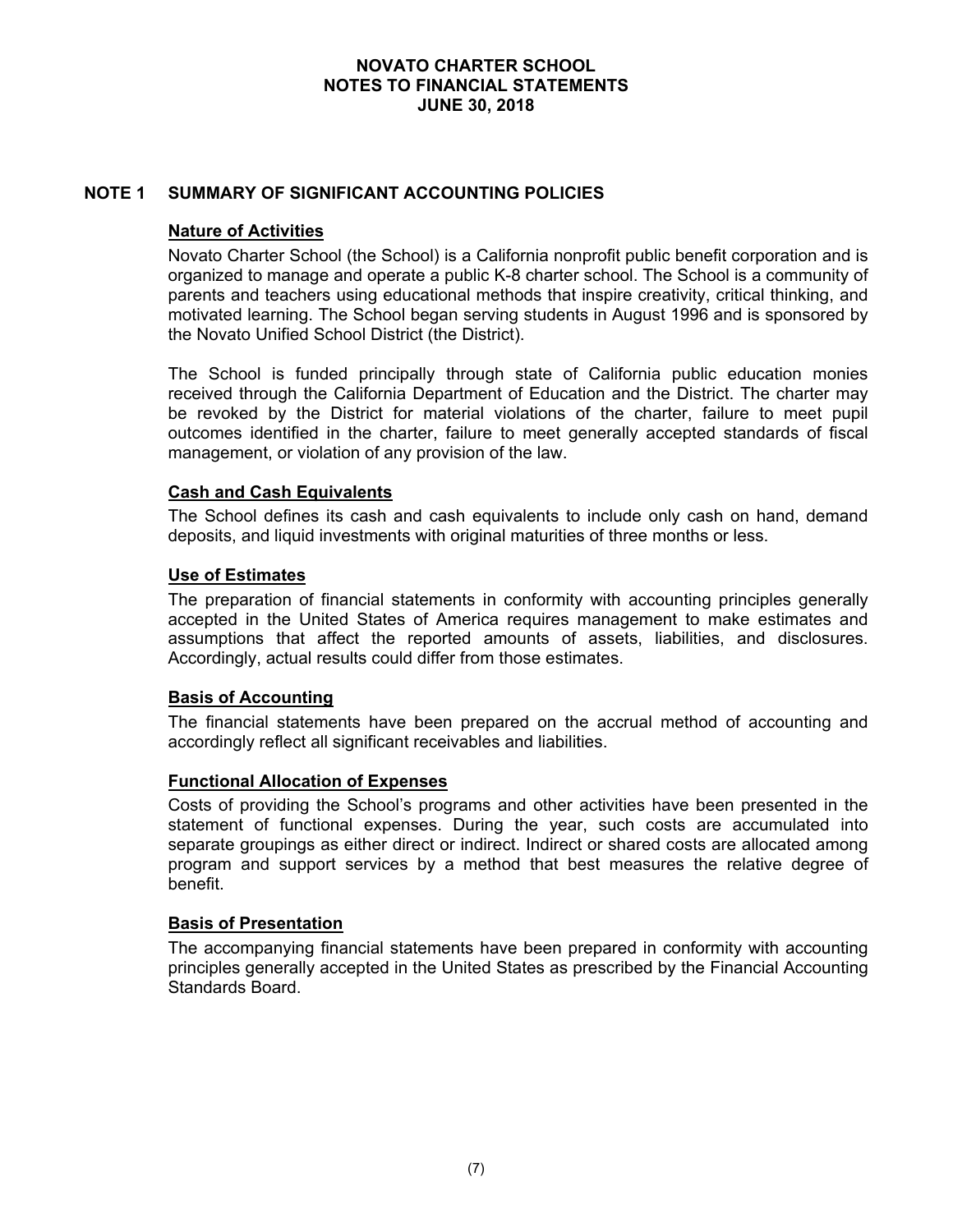# NOVATO CHARTER SCHOOL
# NOTES TO FINANCIAL STATEMENTS
# JUNE 30, 2018

## NOTE 1 SUMMARY OF SIGNIFICANT ACCOUNTING POLICIES

### Nature of Activities

Novato Charter School (the School) is a California nonprofit public benefit corporation and is organized to manage and operate a public K-8 charter school. The School is a community of parents and teachers using educational methods that inspire creativity, critical thinking, and motivated learning. The School began serving students in August 1996 and is sponsored by the Novato Unified School District (the District).

The School is funded principally through state of California public education monies received through the California Department of Education and the District. The charter may be revoked by the District for material violations of the charter, failure to meet pupil outcomes identified in the charter, failure to meet generally accepted standards of fiscal management, or violation of any provision of the law.

### Cash and Cash Equivalents

The School defines its cash and cash equivalents to include only cash on hand, demand deposits, and liquid investments with original maturities of three months or less.

### Use of Estimates

The preparation of financial statements in conformity with accounting principles generally accepted in the United States of America requires management to make estimates and assumptions that affect the reported amounts of assets, liabilities, and disclosures. Accordingly, actual results could differ from those estimates.

### Basis of Accounting

The financial statements have been prepared on the accrual method of accounting and accordingly reflect all significant receivables and liabilities.

### Functional Allocation of Expenses

Costs of providing the School's programs and other activities have been presented in the statement of functional expenses. During the year, such costs are accumulated into separate groupings as either direct or indirect. Indirect or shared costs are allocated among program and support services by a method that best measures the relative degree of benefit.

### Basis of Presentation

The accompanying financial statements have been prepared in conformity with accounting principles generally accepted in the United States as prescribed by the Financial Accounting Standards Board.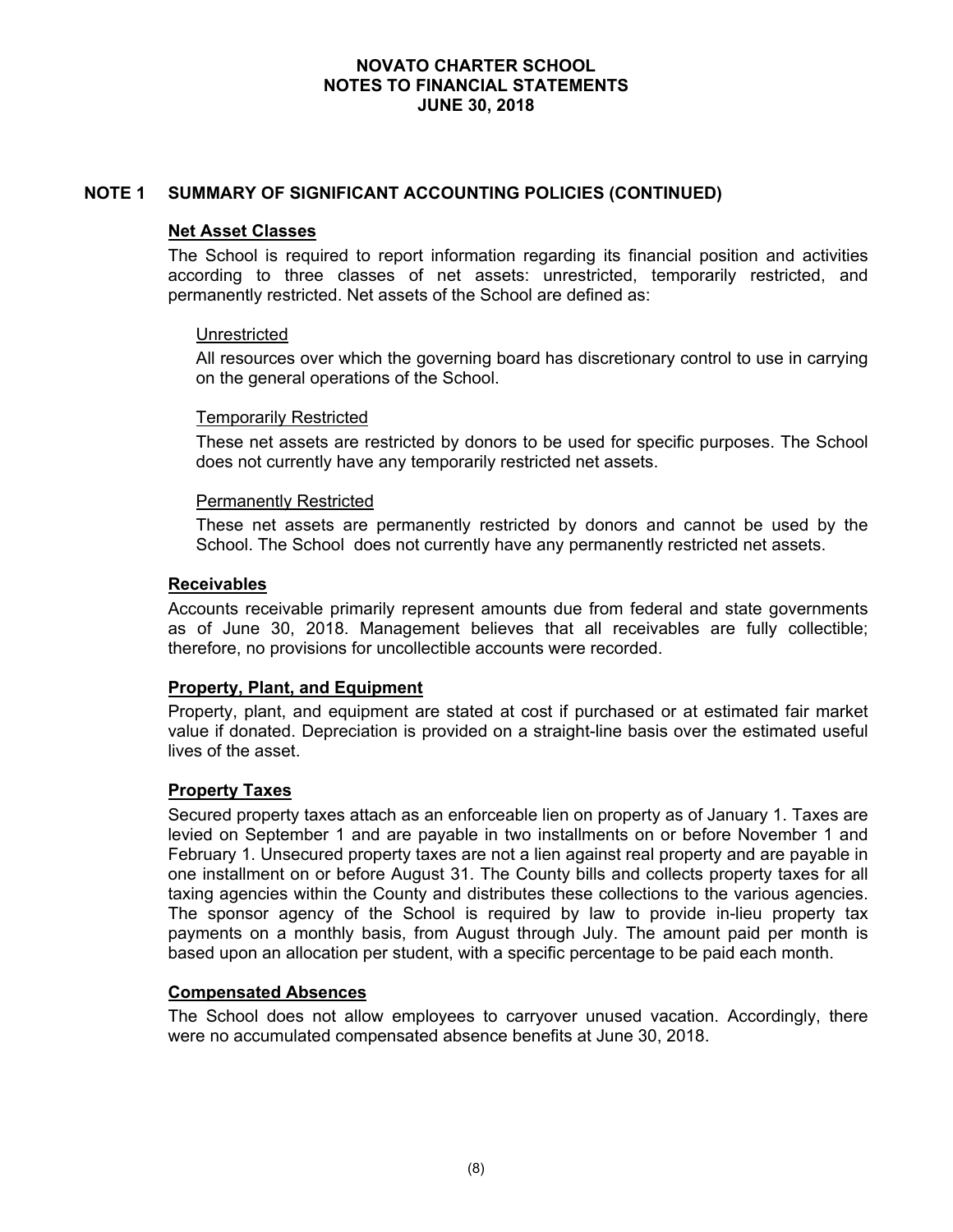# NOVATO CHARTER SCHOOL
# NOTES TO FINANCIAL STATEMENTS
# JUNE 30, 2018

## NOTE 1 SUMMARY OF SIGNIFICANT ACCOUNTING POLICIES (CONTINUED)

### Net Asset Classes

The School is required to report information regarding its financial position and activities according to three classes of net assets: unrestricted, temporarily restricted, and permanently restricted. Net assets of the School are defined as:

#### Unrestricted

All resources over which the governing board has discretionary control to use in carrying on the general operations of the School.

#### Temporarily Restricted

These net assets are restricted by donors to be used for specific purposes. The School does not currently have any temporarily restricted net assets.

#### Permanently Restricted

These net assets are permanently restricted by donors and cannot be used by the School. The School does not currently have any permanently restricted net assets.

### Receivables

Accounts receivable primarily represent amounts due from federal and state governments as of June 30, 2018. Management believes that all receivables are fully collectible; therefore, no provisions for uncollectible accounts were recorded.

### Property, Plant, and Equipment

Property, plant, and equipment are stated at cost if purchased or at estimated fair market value if donated. Depreciation is provided on a straight-line basis over the estimated useful lives of the asset.

### Property Taxes

Secured property taxes attach as an enforceable lien on property as of January 1. Taxes are levied on September 1 and are payable in two installments on or before November 1 and February 1. Unsecured property taxes are not a lien against real property and are payable in one installment on or before August 31. The County bills and collects property taxes for all taxing agencies within the County and distributes these collections to the various agencies. The sponsor agency of the School is required by law to provide in-lieu property tax payments on a monthly basis, from August through July. The amount paid per month is based upon an allocation per student, with a specific percentage to be paid each month.

### Compensated Absences

The School does not allow employees to carryover unused vacation. Accordingly, there were no accumulated compensated absence benefits at June 30, 2018.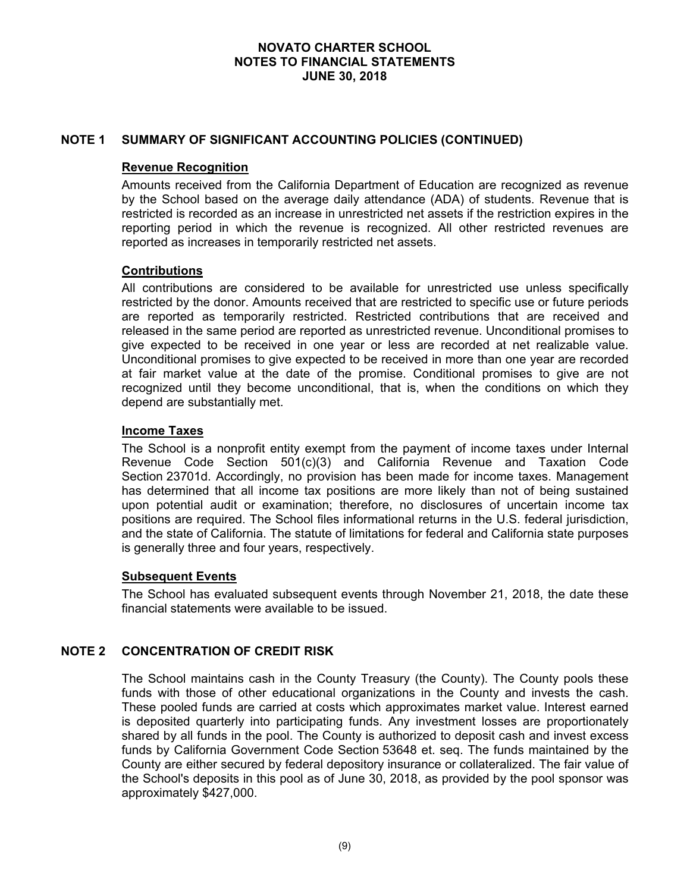# NOVATO CHARTER SCHOOL
# NOTES TO FINANCIAL STATEMENTS
# JUNE 30, 2018

## NOTE 1 SUMMARY OF SIGNIFICANT ACCOUNTING POLICIES (CONTINUED)

### Revenue Recognition

Amounts received from the California Department of Education are recognized as revenue by the School based on the average daily attendance (ADA) of students. Revenue that is restricted is recorded as an increase in unrestricted net assets if the restriction expires in the reporting period in which the revenue is recognized. All other restricted revenues are reported as increases in temporarily restricted net assets.

### Contributions

All contributions are considered to be available for unrestricted use unless specifically restricted by the donor. Amounts received that are restricted to specific use or future periods are reported as temporarily restricted. Restricted contributions that are received and released in the same period are reported as unrestricted revenue. Unconditional promises to give expected to be received in one year or less are recorded at net realizable value. Unconditional promises to give expected to be received in more than one year are recorded at fair market value at the date of the promise. Conditional promises to give are not recognized until they become unconditional, that is, when the conditions on which they depend are substantially met.

### Income Taxes

The School is a nonprofit entity exempt from the payment of income taxes under Internal Revenue Code Section 501(c)(3) and California Revenue and Taxation Code Section 23701d. Accordingly, no provision has been made for income taxes. Management has determined that all income tax positions are more likely than not of being sustained upon potential audit or examination; therefore, no disclosures of uncertain income tax positions are required. The School files informational returns in the U.S. federal jurisdiction, and the state of California. The statute of limitations for federal and California state purposes is generally three and four years, respectively.

### Subsequent Events

The School has evaluated subsequent events through November 21, 2018, the date these financial statements were available to be issued.

## NOTE 2 CONCENTRATION OF CREDIT RISK

The School maintains cash in the County Treasury (the County). The County pools these funds with those of other educational organizations in the County and invests the cash. These pooled funds are carried at costs which approximates market value. Interest earned is deposited quarterly into participating funds. Any investment losses are proportionately shared by all funds in the pool. The County is authorized to deposit cash and invest excess funds by California Government Code Section 53648 et. seq. The funds maintained by the County are either secured by federal depository insurance or collateralized. The fair value of the School's deposits in this pool as of June 30, 2018, as provided by the pool sponsor was approximately $427,000.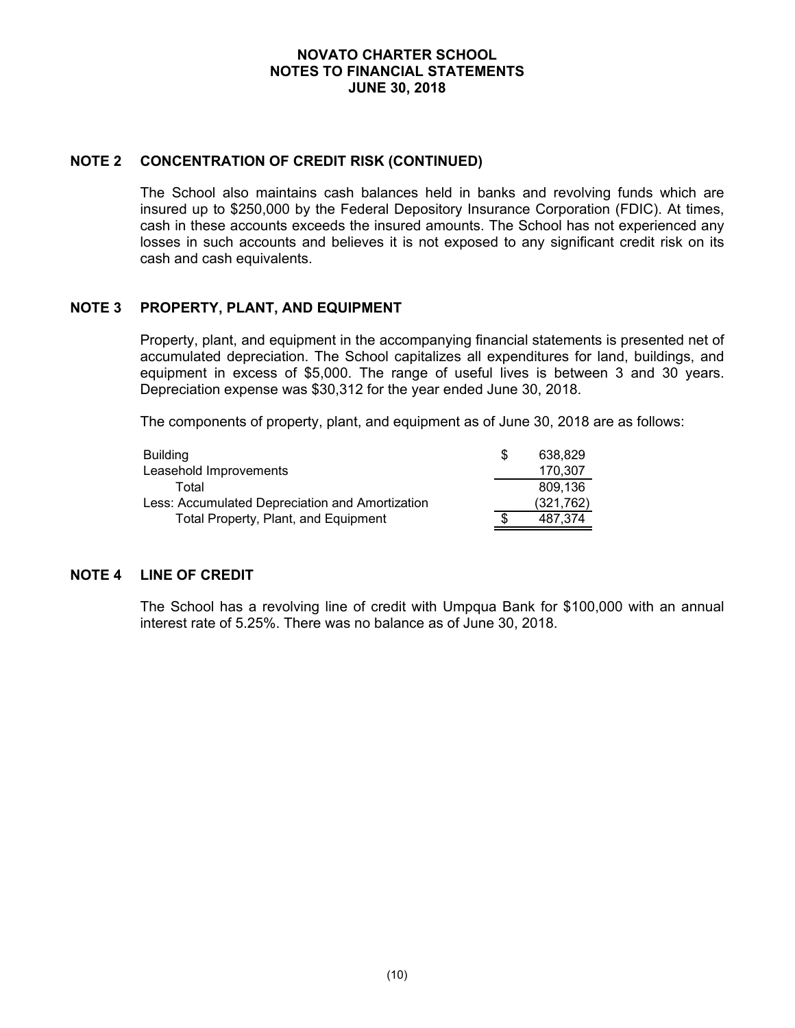# NOVATO CHARTER SCHOOL
## NOTES TO FINANCIAL STATEMENTS
## JUNE 30, 2018

### NOTE 2 CONCENTRATION OF CREDIT RISK (CONTINUED)

The School also maintains cash balances held in banks and revolving funds which are insured up to $250,000 by the Federal Depository Insurance Corporation (FDIC). At times, cash in these accounts exceeds the insured amounts. The School has not experienced any losses in such accounts and believes it is not exposed to any significant credit risk on its cash and cash equivalents.

### NOTE 3 PROPERTY, PLANT, AND EQUIPMENT

Property, plant, and equipment in the accompanying financial statements is presented net of accumulated depreciation. The School capitalizes all expenditures for land, buildings, and equipment in excess of $5,000. The range of useful lives is between 3 and 30 years. Depreciation expense was $30,312 for the year ended June 30, 2018.

The components of property, plant, and equipment as of June 30, 2018 are as follows:

| | | |
|---|---|---|
| Building | $ | 638,829 |
| Leasehold Improvements | | 170,307 |
| Total | | 809,136 |
| Less: Accumulated Depreciation and Amortization | | (321,762) |
| Total Property, Plant, and Equipment | $ | 487,374 |

### NOTE 4 LINE OF CREDIT

The School has a revolving line of credit with Umpqua Bank for $100,000 with an annual interest rate of 5.25%. There was no balance as of June 30, 2018.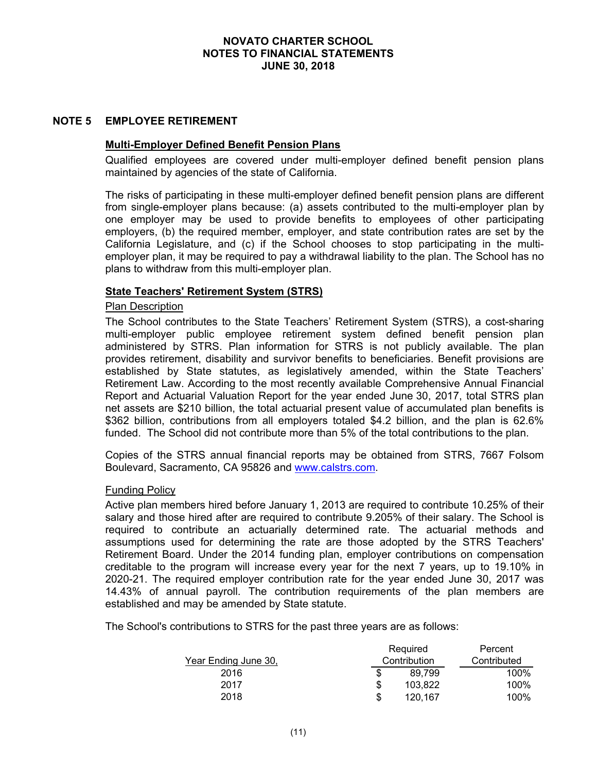# NOVATO CHARTER SCHOOL
# NOTES TO FINANCIAL STATEMENTS
# JUNE 30, 2018

## NOTE 5 EMPLOYEE RETIREMENT

### Multi-Employer Defined Benefit Pension Plans

Qualified employees are covered under multi-employer defined benefit pension plans maintained by agencies of the state of California.

The risks of participating in these multi-employer defined benefit pension plans are different from single-employer plans because: (a) assets contributed to the multi-employer plan by one employer may be used to provide benefits to employees of other participating employers, (b) the required member, employer, and state contribution rates are set by the California Legislature, and (c) if the School chooses to stop participating in the multi-employer plan, it may be required to pay a withdrawal liability to the plan. The School has no plans to withdraw from this multi-employer plan.

### State Teachers' Retirement System (STRS)

Plan Description

The School contributes to the State Teachers' Retirement System (STRS), a cost-sharing multi-employer public employee retirement system defined benefit pension plan administered by STRS. Plan information for STRS is not publicly available. The plan provides retirement, disability and survivor benefits to beneficiaries. Benefit provisions are established by State statutes, as legislatively amended, within the State Teachers' Retirement Law. According to the most recently available Comprehensive Annual Financial Report and Actuarial Valuation Report for the year ended June 30, 2017, total STRS plan net assets are $210 billion, the total actuarial present value of accumulated plan benefits is $362 billion, contributions from all employers totaled $4.2 billion, and the plan is 62.6% funded. The School did not contribute more than 5% of the total contributions to the plan.

Copies of the STRS annual financial reports may be obtained from STRS, 7667 Folsom Boulevard, Sacramento, CA 95826 and www.calstrs.com.

Funding Policy

Active plan members hired before January 1, 2013 are required to contribute 10.25% of their salary and those hired after are required to contribute 9.205% of their salary. The School is required to contribute an actuarially determined rate. The actuarial methods and assumptions used for determining the rate are those adopted by the STRS Teachers' Retirement Board. Under the 2014 funding plan, employer contributions on compensation creditable to the program will increase every year for the next 7 years, up to 19.10% in 2020-21. The required employer contribution rate for the year ended June 30, 2017 was 14.43% of annual payroll. The contribution requirements of the plan members are established and may be amended by State statute.

The School's contributions to STRS for the past three years are as follows:

| Year Ending June 30, | Required Contribution | Percent Contributed |
|---|---|---|
| 2016 | $ 89,799 | 100% |
| 2017 | $ 103,822 | 100% |
| 2018 | $ 120,167 | 100% |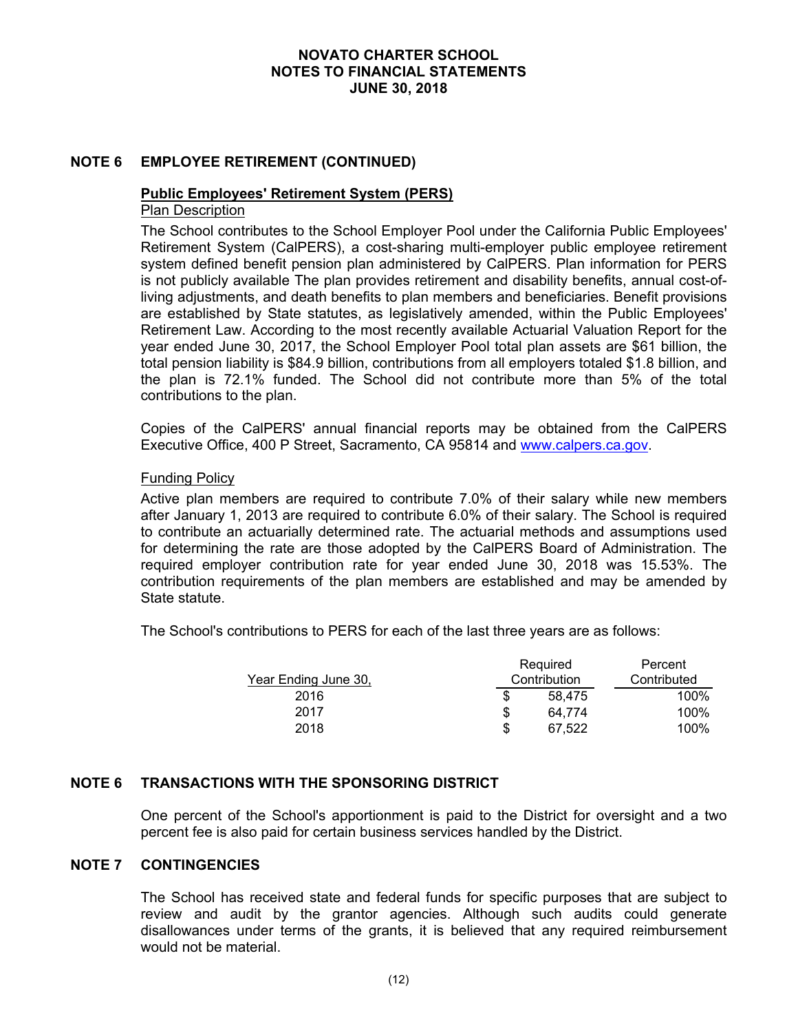## NOTE 6 EMPLOYEE RETIREMENT (CONTINUED)

### Public Employees' Retirement System (PERS)

Plan Description

The School contributes to the School Employer Pool under the California Public Employees' Retirement System (CalPERS), a cost-sharing multi-employer public employee retirement system defined benefit pension plan administered by CalPERS. Plan information for PERS is not publicly available The plan provides retirement and disability benefits, annual cost-of-living adjustments, and death benefits to plan members and beneficiaries. Benefit provisions are established by State statutes, as legislatively amended, within the Public Employees' Retirement Law. According to the most recently available Actuarial Valuation Report for the year ended June 30, 2017, the School Employer Pool total plan assets are $61 billion, the total pension liability is $84.9 billion, contributions from all employers totaled $1.8 billion, and the plan is 72.1% funded. The School did not contribute more than 5% of the total contributions to the plan.

Copies of the CalPERS' annual financial reports may be obtained from the CalPERS Executive Office, 400 P Street, Sacramento, CA 95814 and www.calpers.ca.gov.

Funding Policy

Active plan members are required to contribute 7.0% of their salary while new members after January 1, 2013 are required to contribute 6.0% of their salary. The School is required to contribute an actuarially determined rate. The actuarial methods and assumptions used for determining the rate are those adopted by the CalPERS Board of Administration. The required employer contribution rate for year ended June 30, 2018 was 15.53%. The contribution requirements of the plan members are established and may be amended by State statute.

The School's contributions to PERS for each of the last three years are as follows:

| Year Ending June 30, | Required Contribution | Percent Contributed |
|---|---|---|
| 2016 | $ 58,475 | 100% |
| 2017 | $ 64,774 | 100% |
| 2018 | $ 67,522 | 100% |

## NOTE 6 TRANSACTIONS WITH THE SPONSORING DISTRICT

One percent of the School's apportionment is paid to the District for oversight and a two percent fee is also paid for certain business services handled by the District.

## NOTE 7 CONTINGENCIES

The School has received state and federal funds for specific purposes that are subject to review and audit by the grantor agencies. Although such audits could generate disallowances under terms of the grants, it is believed that any required reimbursement would not be material.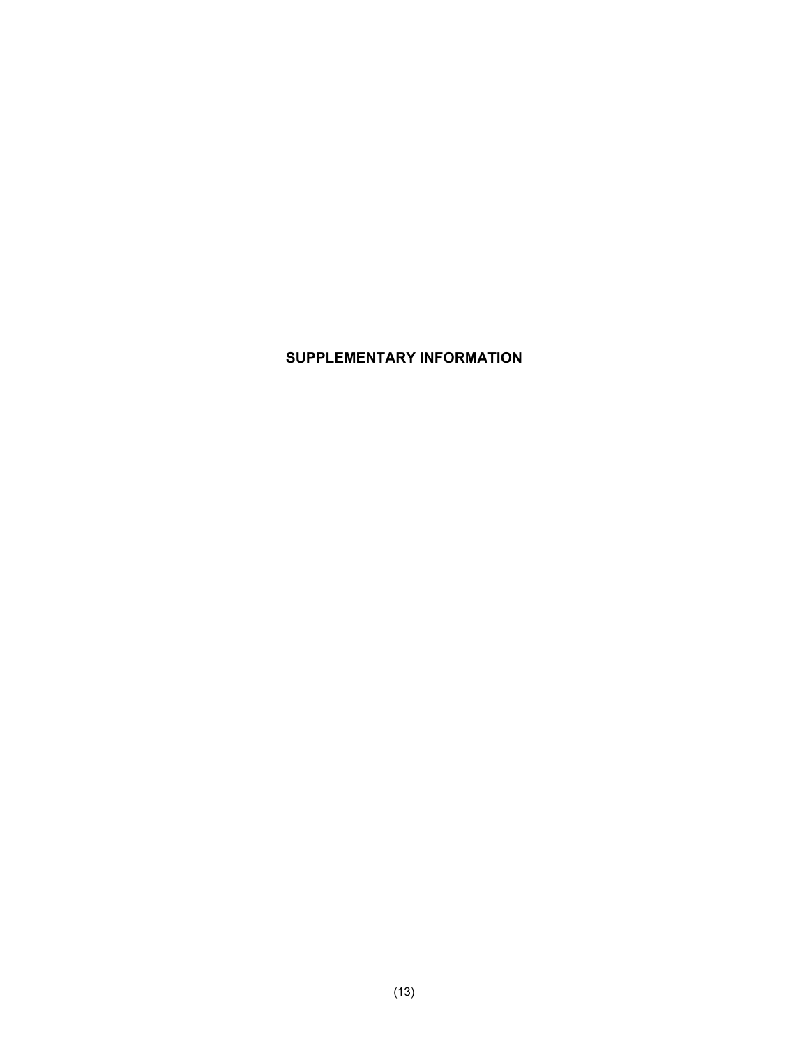# SUPPLEMENTARY INFORMATION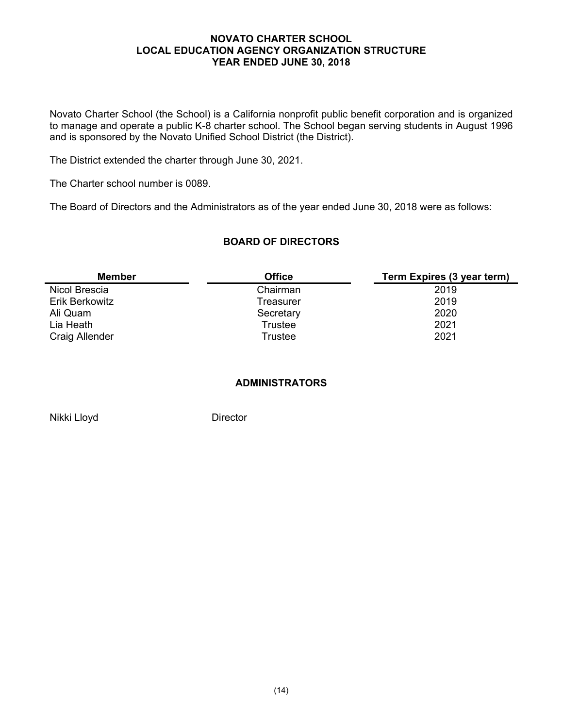# NOVATO CHARTER SCHOOL
## LOCAL EDUCATION AGENCY ORGANIZATION STRUCTURE
## YEAR ENDED JUNE 30, 2018

Novato Charter School (the School) is a California nonprofit public benefit corporation and is organized to manage and operate a public K-8 charter school. The School began serving students in August 1996 and is sponsored by the Novato Unified School District (the District).

The District extended the charter through June 30, 2021.

The Charter school number is 0089.

The Board of Directors and the Administrators as of the year ended June 30, 2018 were as follows:

### BOARD OF DIRECTORS

| Member | Office | Term Expires (3 year term) |
|---|---|---|
| Nicol Brescia | Chairman | 2019 |
| Erik Berkowitz | Treasurer | 2019 |
| Ali Quam | Secretary | 2020 |
| Lia Heath | Trustee | 2021 |
| Craig Allender | Trustee | 2021 |

### ADMINISTRATORS

Nikki Lloyd Director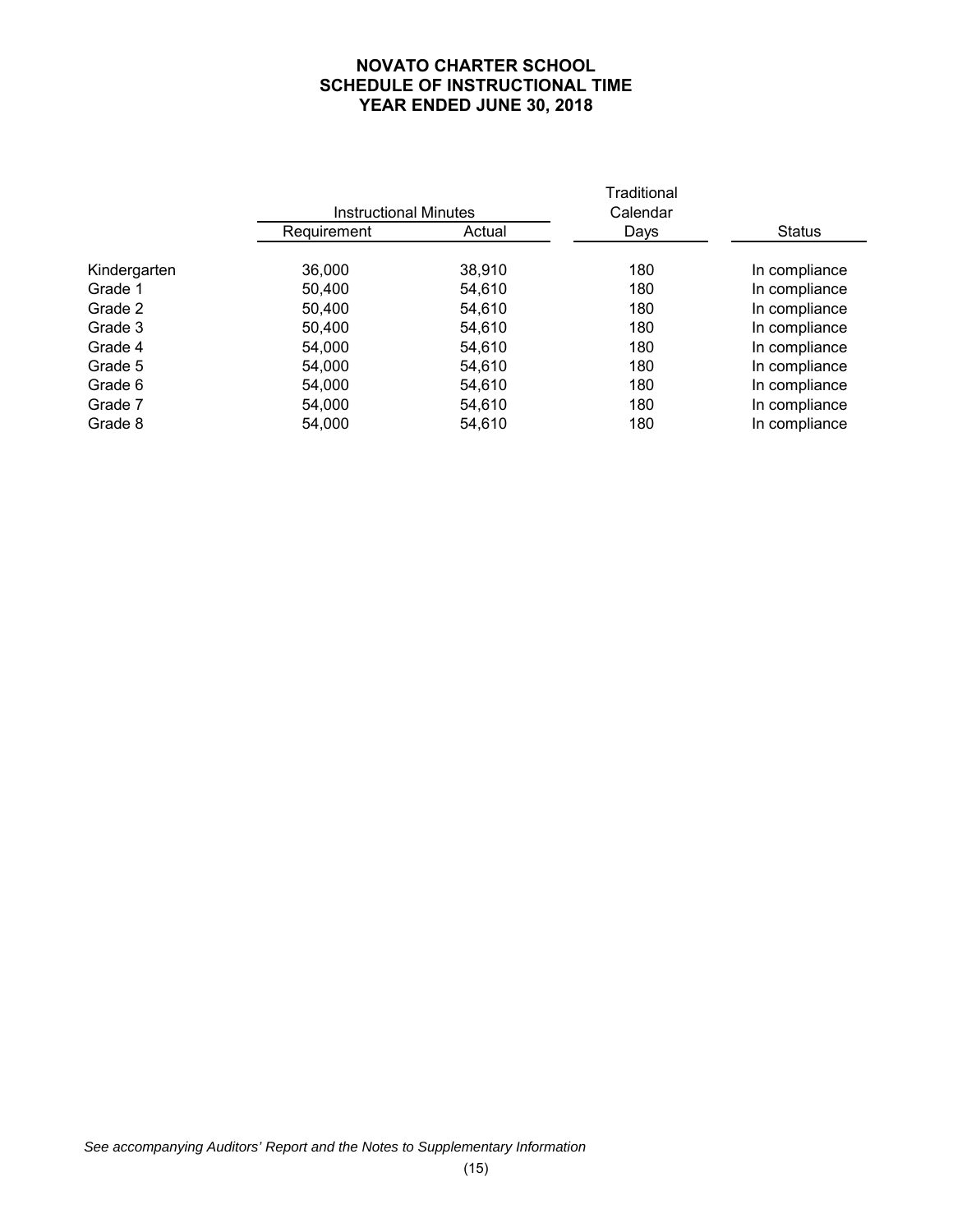# NOVATO CHARTER SCHOOL
## SCHEDULE OF INSTRUCTIONAL TIME
## YEAR ENDED JUNE 30, 2018

| | Instructional Minutes | | Traditional Calendar | |
|---|---|---|---|---|
| | Requirement | Actual | Days | Status |
| Kindergarten | 36,000 | 38,910 | 180 | In compliance |
| Grade 1 | 50,400 | 54,610 | 180 | In compliance |
| Grade 2 | 50,400 | 54,610 | 180 | In compliance |
| Grade 3 | 50,400 | 54,610 | 180 | In compliance |
| Grade 4 | 54,000 | 54,610 | 180 | In compliance |
| Grade 5 | 54,000 | 54,610 | 180 | In compliance |
| Grade 6 | 54,000 | 54,610 | 180 | In compliance |
| Grade 7 | 54,000 | 54,610 | 180 | In compliance |
| Grade 8 | 54,000 | 54,610 | 180 | In compliance |

*See accompanying Auditors' Report and the Notes to Supplementary Information*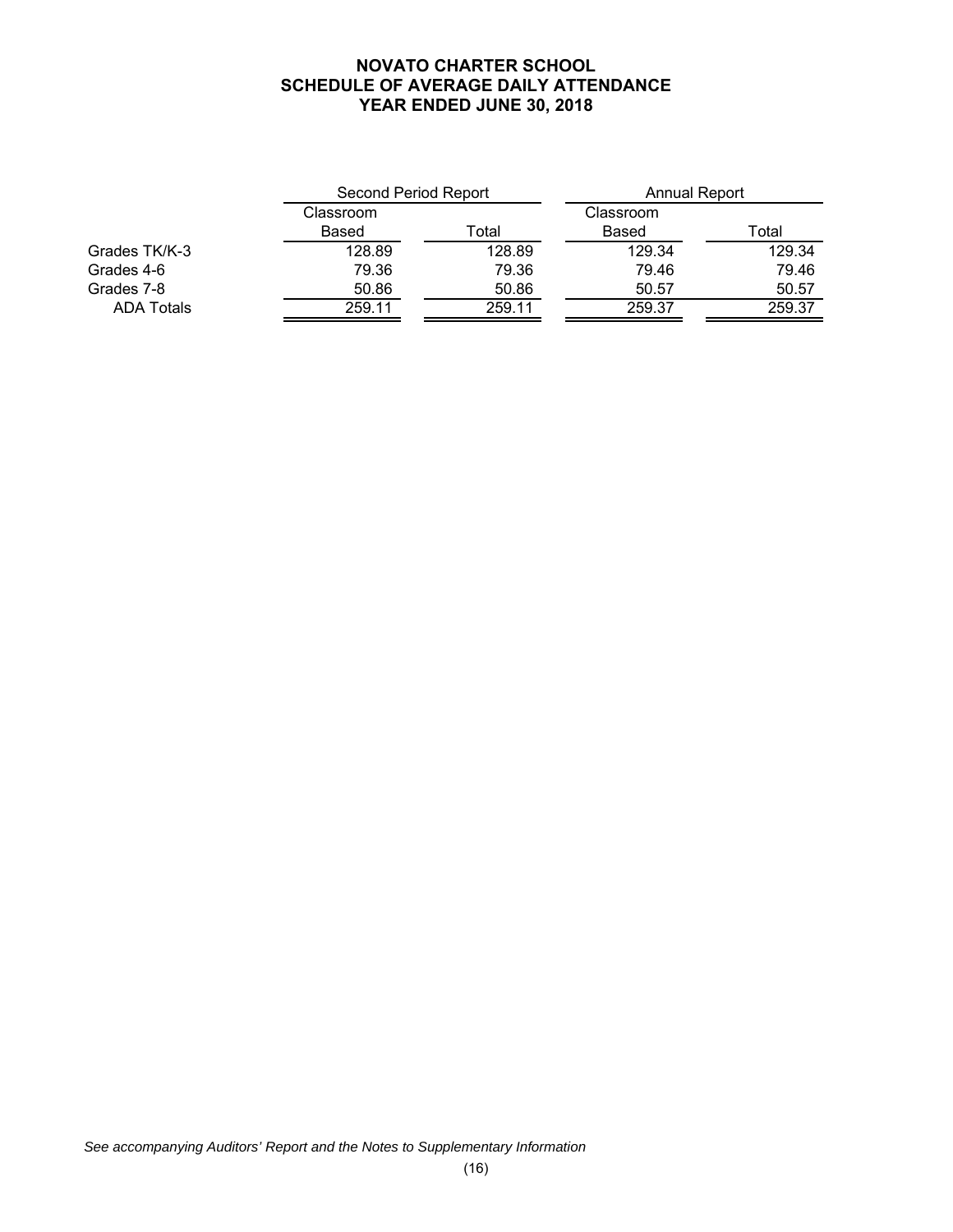# NOVATO CHARTER SCHOOL
## SCHEDULE OF AVERAGE DAILY ATTENDANCE
### YEAR ENDED JUNE 30, 2018

| | Second Period Report | | Annual Report | |
|---|---|---|---|---|
| | Classroom Based | Total | Classroom Based | Total |
| Grades TK/K-3 | 128.89 | 128.89 | 129.34 | 129.34 |
| Grades 4-6 | 79.36 | 79.36 | 79.46 | 79.46 |
| Grades 7-8 | 50.86 | 50.86 | 50.57 | 50.57 |
| ADA Totals | 259.11 | 259.11 | 259.37 | 259.37 |

*See accompanying Auditors' Report and the Notes to Supplementary Information*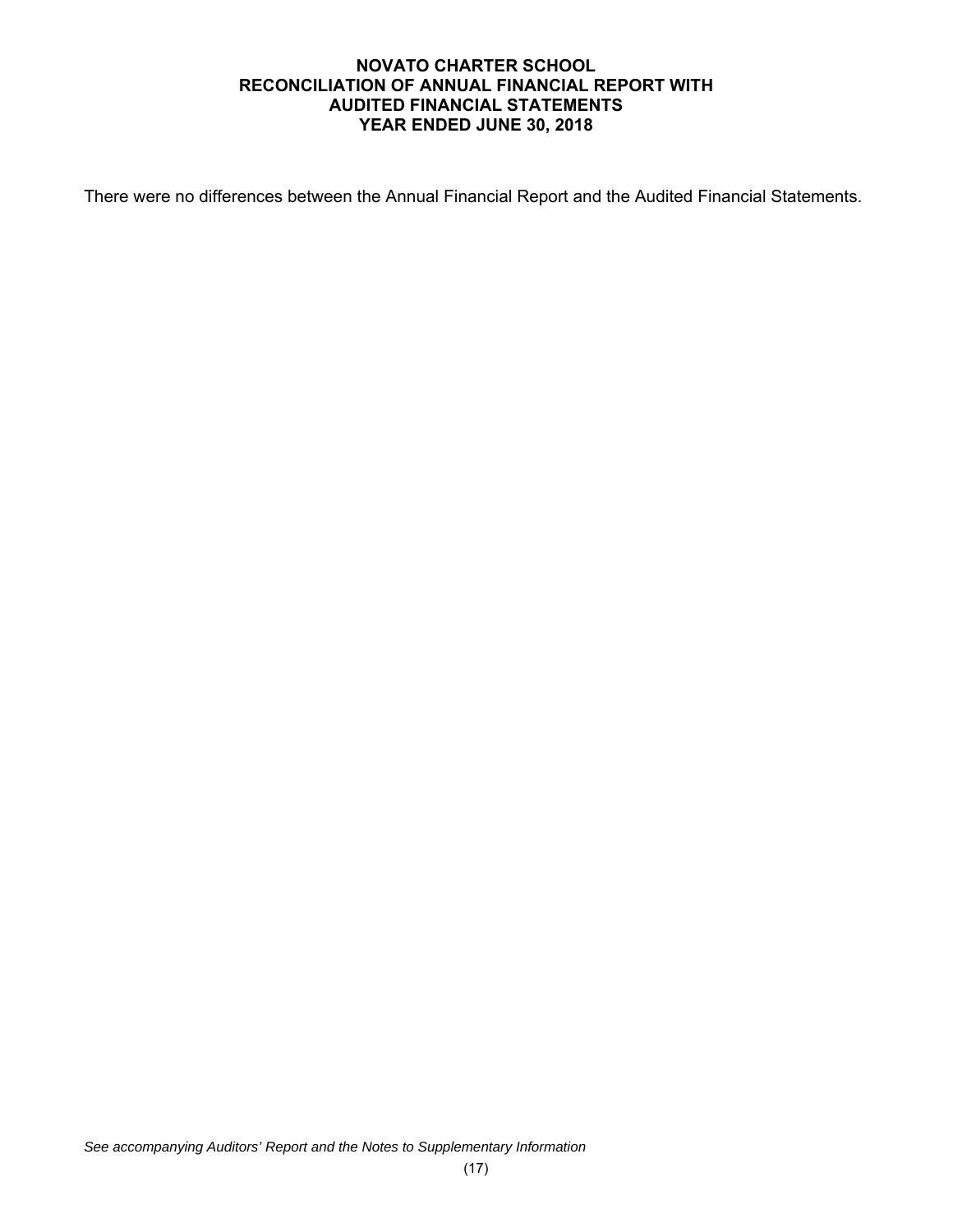# NOVATO CHARTER SCHOOL
## RECONCILIATION OF ANNUAL FINANCIAL REPORT WITH AUDITED FINANCIAL STATEMENTS
## YEAR ENDED JUNE 30, 2018

There were no differences between the Annual Financial Report and the Audited Financial Statements.

*See accompanying Auditors' Report and the Notes to Supplementary Information*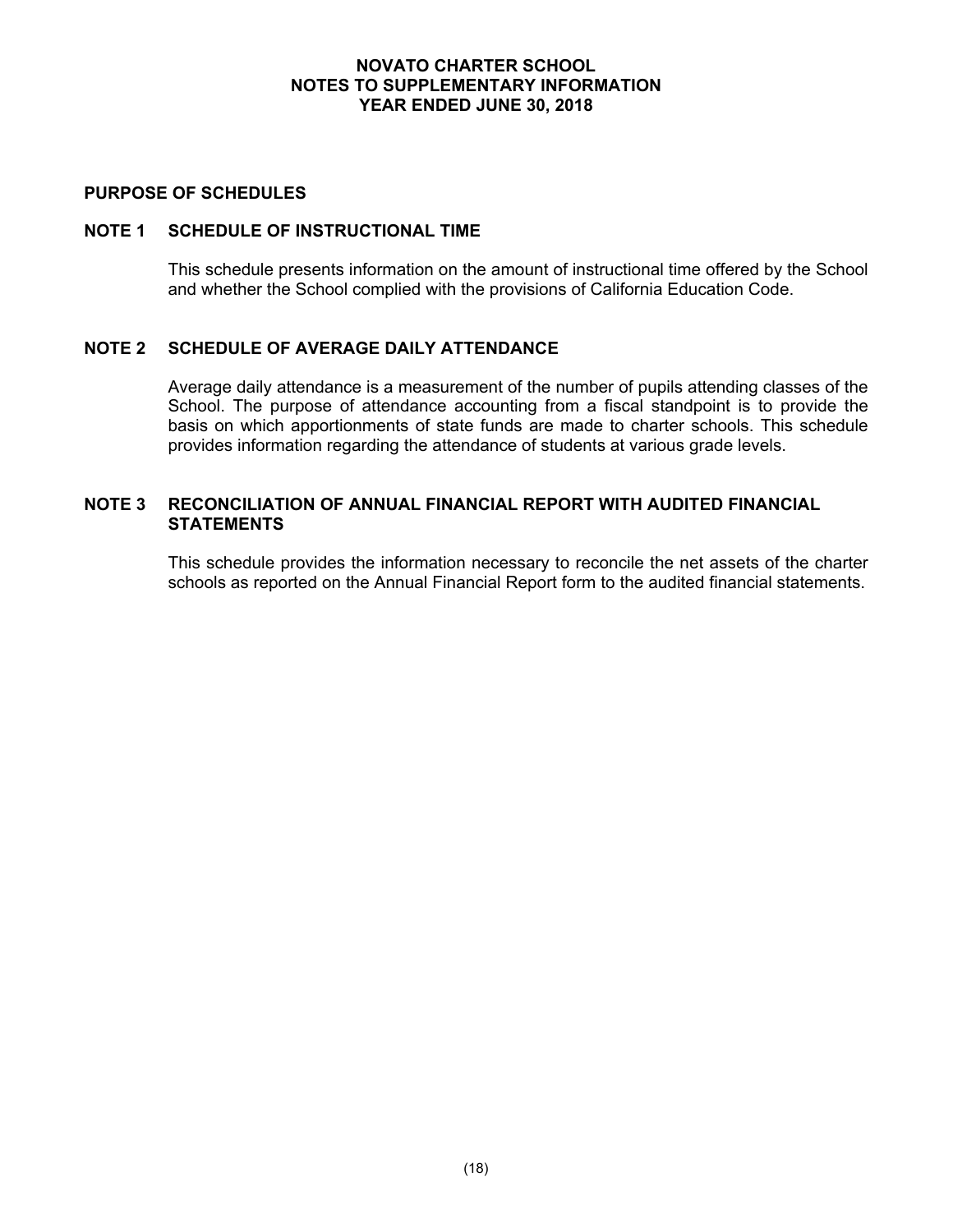# NOVATO CHARTER SCHOOL
# NOTES TO SUPPLEMENTARY INFORMATION
# YEAR ENDED JUNE 30, 2018

## PURPOSE OF SCHEDULES

### NOTE 1 SCHEDULE OF INSTRUCTIONAL TIME

This schedule presents information on the amount of instructional time offered by the School and whether the School complied with the provisions of California Education Code.

### NOTE 2 SCHEDULE OF AVERAGE DAILY ATTENDANCE

Average daily attendance is a measurement of the number of pupils attending classes of the School. The purpose of attendance accounting from a fiscal standpoint is to provide the basis on which apportionments of state funds are made to charter schools. This schedule provides information regarding the attendance of students at various grade levels.

### NOTE 3 RECONCILIATION OF ANNUAL FINANCIAL REPORT WITH AUDITED FINANCIAL STATEMENTS

This schedule provides the information necessary to reconcile the net assets of the charter schools as reported on the Annual Financial Report form to the audited financial statements.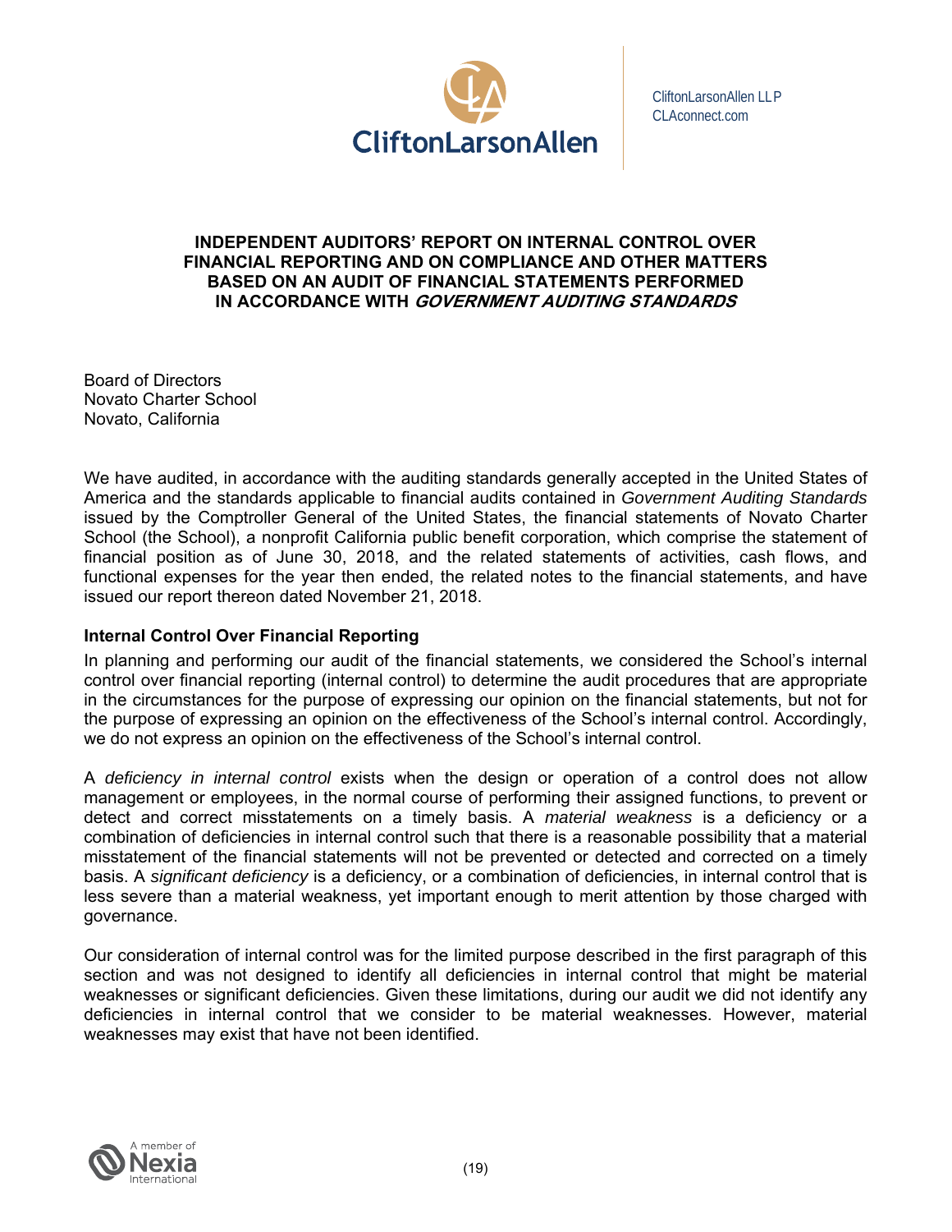CliftonLarsonAllen LLP
CLAconnect.com

# INDEPENDENT AUDITORS' REPORT ON INTERNAL CONTROL OVER FINANCIAL REPORTING AND ON COMPLIANCE AND OTHER MATTERS BASED ON AN AUDIT OF FINANCIAL STATEMENTS PERFORMED IN ACCORDANCE WITH *GOVERNMENT AUDITING STANDARDS*

Board of Directors
Novato Charter School
Novato, California

We have audited, in accordance with the auditing standards generally accepted in the United States of America and the standards applicable to financial audits contained in *Government Auditing Standards* issued by the Comptroller General of the United States, the financial statements of Novato Charter School (the School), a nonprofit California public benefit corporation, which comprise the statement of financial position as of June 30, 2018, and the related statements of activities, cash flows, and functional expenses for the year then ended, the related notes to the financial statements, and have issued our report thereon dated November 21, 2018.

## Internal Control Over Financial Reporting

In planning and performing our audit of the financial statements, we considered the School's internal control over financial reporting (internal control) to determine the audit procedures that are appropriate in the circumstances for the purpose of expressing our opinion on the financial statements, but not for the purpose of expressing an opinion on the effectiveness of the School's internal control. Accordingly, we do not express an opinion on the effectiveness of the School's internal control.

A *deficiency in internal control* exists when the design or operation of a control does not allow management or employees, in the normal course of performing their assigned functions, to prevent or detect and correct misstatements on a timely basis. A *material weakness* is a deficiency or a combination of deficiencies in internal control such that there is a reasonable possibility that a material misstatement of the financial statements will not be prevented or detected and corrected on a timely basis. A *significant deficiency* is a deficiency, or a combination of deficiencies, in internal control that is less severe than a material weakness, yet important enough to merit attention by those charged with governance.

Our consideration of internal control was for the limited purpose described in the first paragraph of this section and was not designed to identify all deficiencies in internal control that might be material weaknesses or significant deficiencies. Given these limitations, during our audit we did not identify any deficiencies in internal control that we consider to be material weaknesses. However, material weaknesses may exist that have not been identified.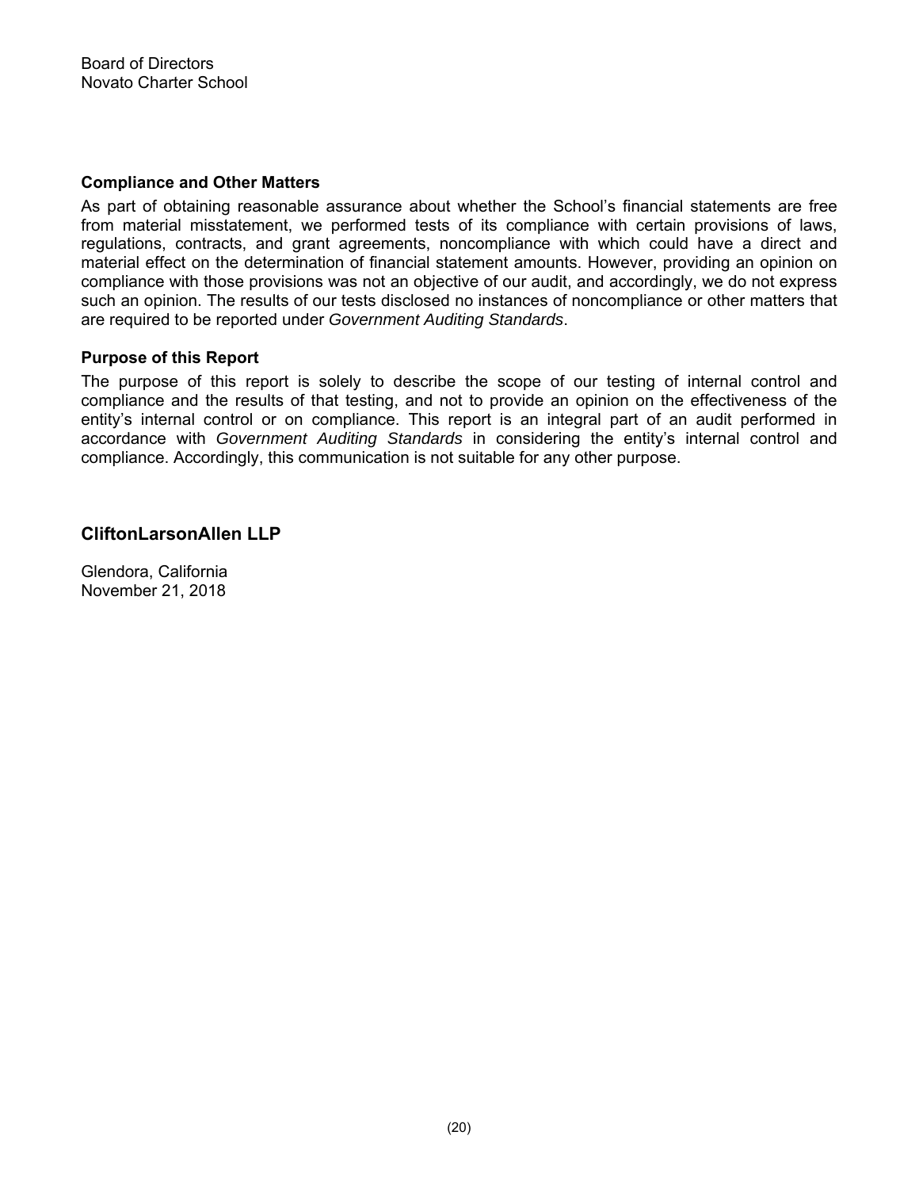Board of Directors
Novato Charter School

**Compliance and Other Matters**

As part of obtaining reasonable assurance about whether the School's financial statements are free from material misstatement, we performed tests of its compliance with certain provisions of laws, regulations, contracts, and grant agreements, noncompliance with which could have a direct and material effect on the determination of financial statement amounts. However, providing an opinion on compliance with those provisions was not an objective of our audit, and accordingly, we do not express such an opinion. The results of our tests disclosed no instances of noncompliance or other matters that are required to be reported under *Government Auditing Standards*.

**Purpose of this Report**

The purpose of this report is solely to describe the scope of our testing of internal control and compliance and the results of that testing, and not to provide an opinion on the effectiveness of the entity's internal control or on compliance. This report is an integral part of an audit performed in accordance with *Government Auditing Standards* in considering the entity's internal control and compliance. Accordingly, this communication is not suitable for any other purpose.

**CliftonLarsonAllen LLP**

Glendora, California
November 21, 2018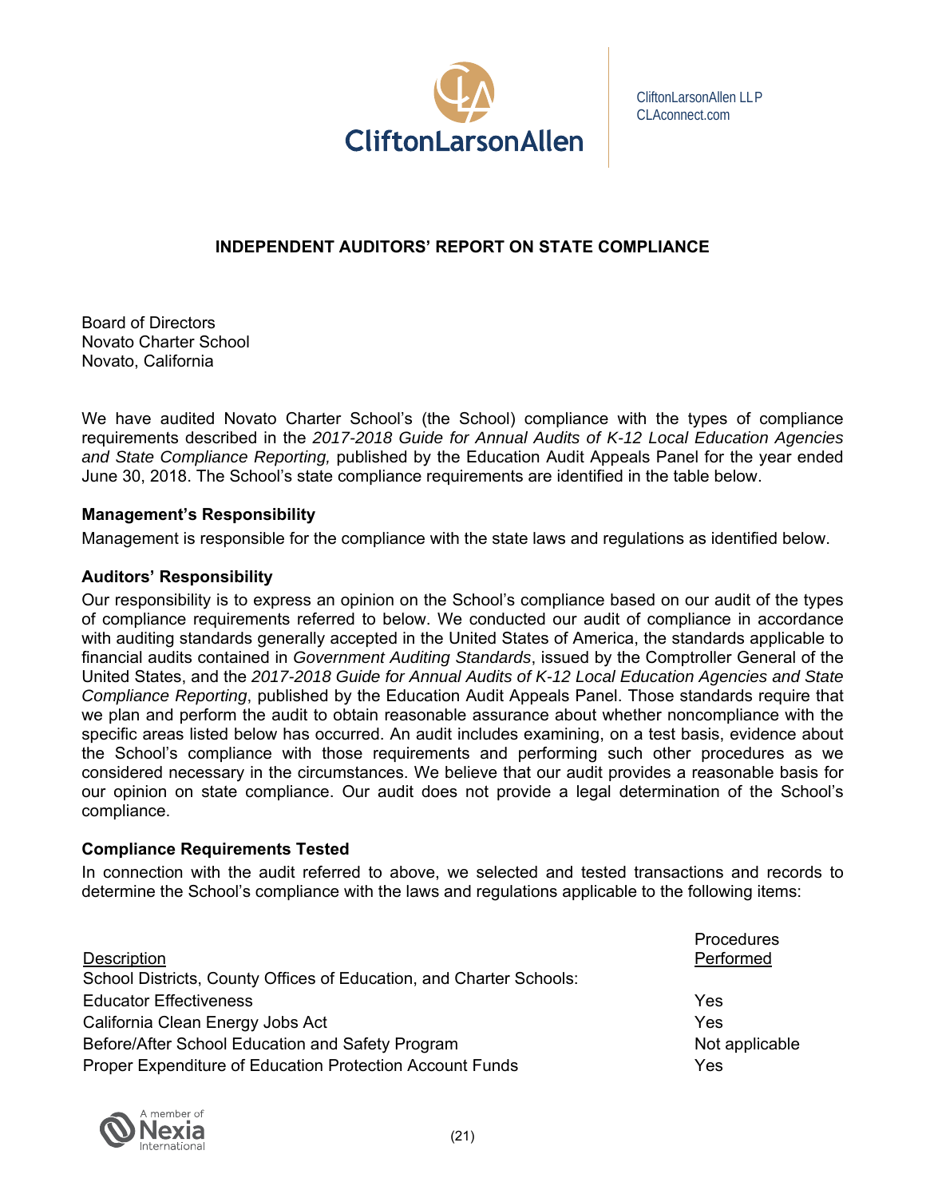# INDEPENDENT AUDITORS' REPORT ON STATE COMPLIANCE

Board of Directors
Novato Charter School
Novato, California

We have audited Novato Charter School's (the School) compliance with the types of compliance requirements described in the *2017-2018 Guide for Annual Audits of K-12 Local Education Agencies and State Compliance Reporting,* published by the Education Audit Appeals Panel for the year ended June 30, 2018. The School's state compliance requirements are identified in the table below.

### Management's Responsibility

Management is responsible for the compliance with the state laws and regulations as identified below.

### Auditors' Responsibility

Our responsibility is to express an opinion on the School's compliance based on our audit of the types of compliance requirements referred to below. We conducted our audit of compliance in accordance with auditing standards generally accepted in the United States of America, the standards applicable to financial audits contained in *Government Auditing Standards*, issued by the Comptroller General of the United States, and the *2017-2018 Guide for Annual Audits of K-12 Local Education Agencies and State Compliance Reporting*, published by the Education Audit Appeals Panel. Those standards require that we plan and perform the audit to obtain reasonable assurance about whether noncompliance with the specific areas listed below has occurred. An audit includes examining, on a test basis, evidence about the School's compliance with those requirements and performing such other procedures as we considered necessary in the circumstances. We believe that our audit provides a reasonable basis for our opinion on state compliance. Our audit does not provide a legal determination of the School's compliance.

### Compliance Requirements Tested

In connection with the audit referred to above, we selected and tested transactions and records to determine the School's compliance with the laws and regulations applicable to the following items:

| Description | Procedures Performed |
|---|---|
| School Districts, County Offices of Education, and Charter Schools: | |
| Educator Effectiveness | Yes |
| California Clean Energy Jobs Act | Yes |
| Before/After School Education and Safety Program | Not applicable |
| Proper Expenditure of Education Protection Account Funds | Yes |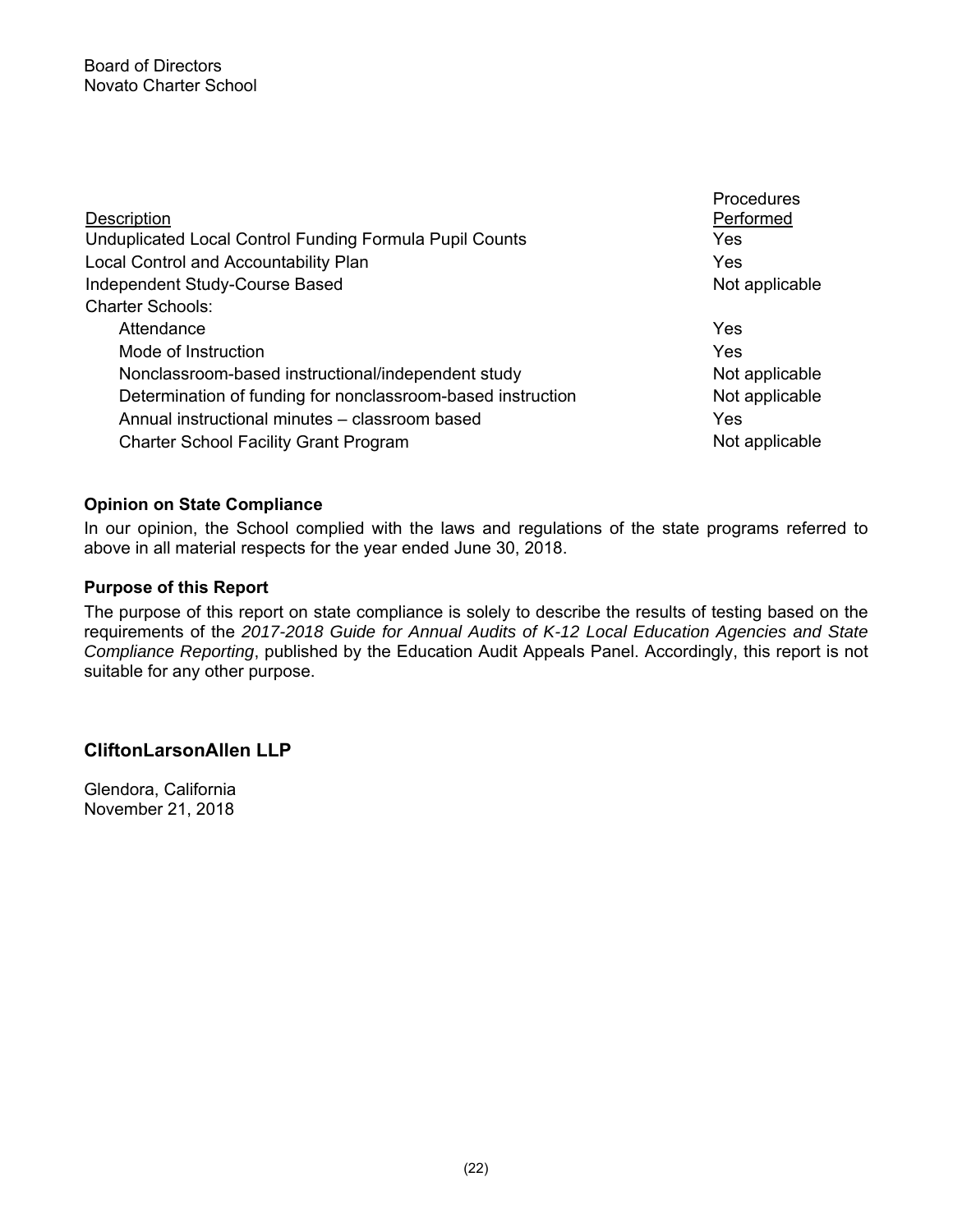Board of Directors
Novato Charter School

| Description | Procedures Performed |
|---|---|
| Unduplicated Local Control Funding Formula Pupil Counts | Yes |
| Local Control and Accountability Plan | Yes |
| Independent Study-Course Based | Not applicable |
| Charter Schools: | |
| Attendance | Yes |
| Mode of Instruction | Yes |
| Nonclassroom-based instructional/independent study | Not applicable |
| Determination of funding for nonclassroom-based instruction | Not applicable |
| Annual instructional minutes – classroom based | Yes |
| Charter School Facility Grant Program | Not applicable |

**Opinion on State Compliance**

In our opinion, the School complied with the laws and regulations of the state programs referred to above in all material respects for the year ended June 30, 2018.

**Purpose of this Report**

The purpose of this report on state compliance is solely to describe the results of testing based on the requirements of the *2017-2018 Guide for Annual Audits of K-12 Local Education Agencies and State Compliance Reporting*, published by the Education Audit Appeals Panel. Accordingly, this report is not suitable for any other purpose.

**CliftonLarsonAllen LLP**

Glendora, California
November 21, 2018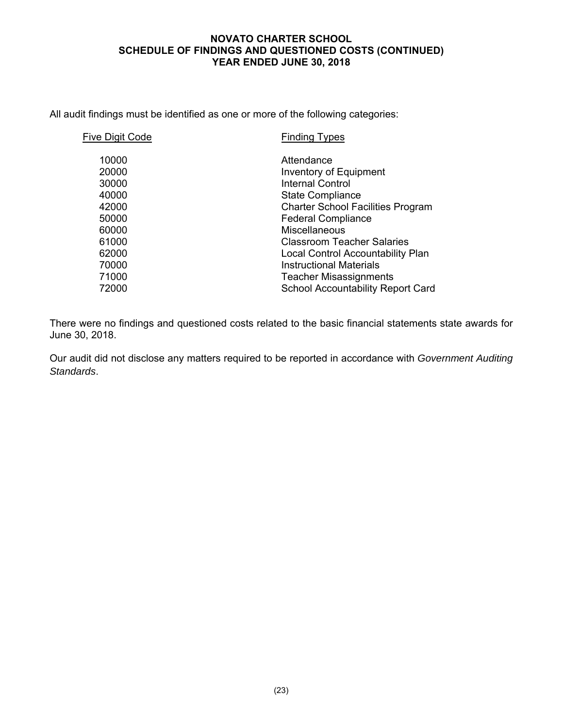# NOVATO CHARTER SCHOOL
## SCHEDULE OF FINDINGS AND QUESTIONED COSTS (CONTINUED)
## YEAR ENDED JUNE 30, 2018

All audit findings must be identified as one or more of the following categories:

| Five Digit Code | Finding Types |
|---|---|
| 10000 | Attendance |
| 20000 | Inventory of Equipment |
| 30000 | Internal Control |
| 40000 | State Compliance |
| 42000 | Charter School Facilities Program |
| 50000 | Federal Compliance |
| 60000 | Miscellaneous |
| 61000 | Classroom Teacher Salaries |
| 62000 | Local Control Accountability Plan |
| 70000 | Instructional Materials |
| 71000 | Teacher Misassignments |
| 72000 | School Accountability Report Card |

There were no findings and questioned costs related to the basic financial statements state awards for June 30, 2018.

Our audit did not disclose any matters required to be reported in accordance with *Government Auditing Standards*.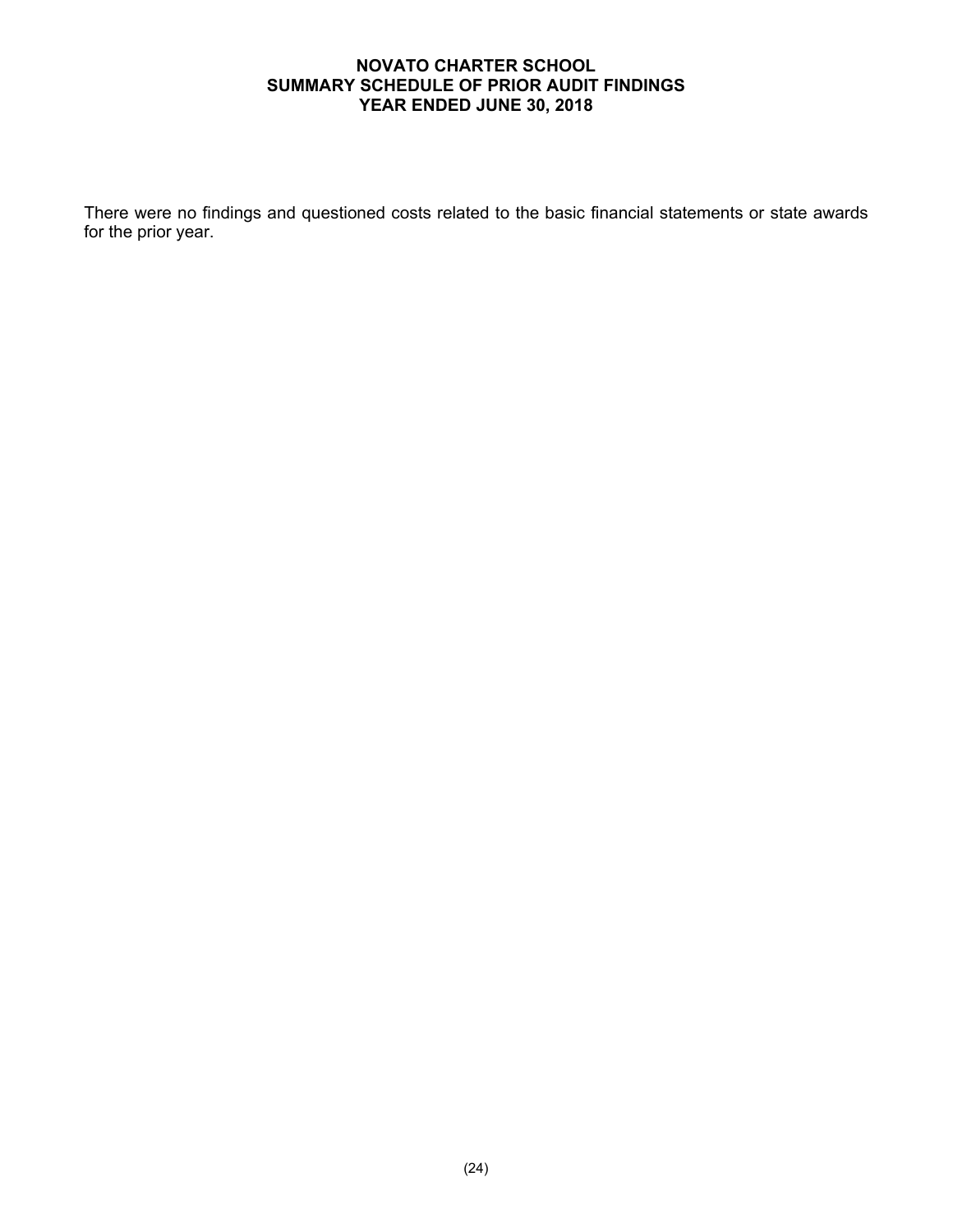# NOVATO CHARTER SCHOOL
## SUMMARY SCHEDULE OF PRIOR AUDIT FINDINGS
## YEAR ENDED JUNE 30, 2018

There were no findings and questioned costs related to the basic financial statements or state awards for the prior year.